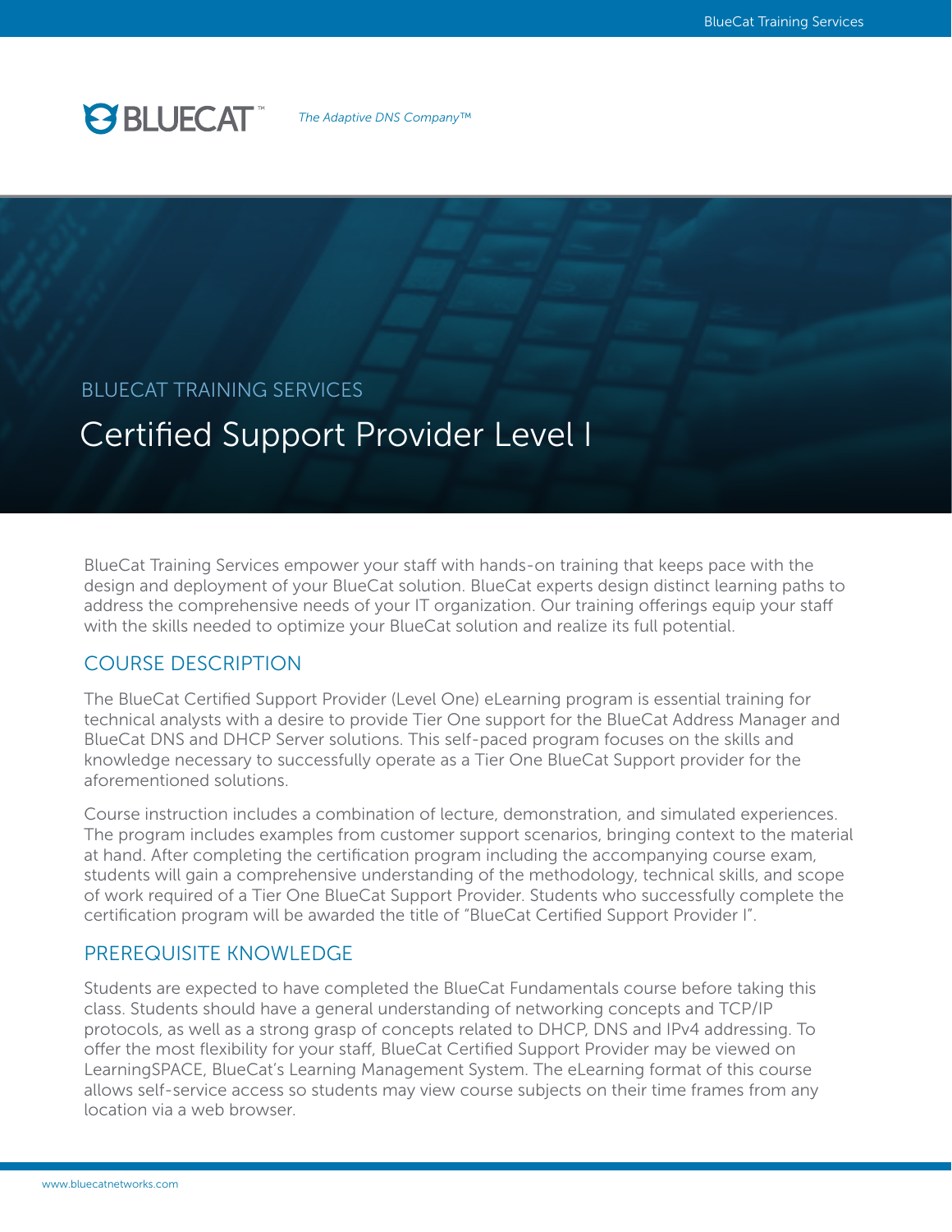BLUECAT™ *The Adaptive DNS Company™*

BLUECAT TRAINING SERVICES

# Certified Support Provider Level I

BlueCat Training Services empower your staff with hands-on training that keeps pace with the design and deployment of your BlueCat solution. BlueCat experts design distinct learning paths to address the comprehensive needs of your IT organization. Our training offerings equip your staff with the skills needed to optimize your BlueCat solution and realize its full potential.

## COURSE DESCRIPTION

The BlueCat Certified Support Provider (Level One) eLearning program is essential training for technical analysts with a desire to provide Tier One support for the BlueCat Address Manager and BlueCat DNS and DHCP Server solutions. This self-paced program focuses on the skills and knowledge necessary to successfully operate as a Tier One BlueCat Support provider for the aforementioned solutions.

Course instruction includes a combination of lecture, demonstration, and simulated experiences. The program includes examples from customer support scenarios, bringing context to the material at hand. After completing the certification program including the accompanying course exam, students will gain a comprehensive understanding of the methodology, technical skills, and scope of work required of a Tier One BlueCat Support Provider. Students who successfully complete the certification program will be awarded the title of "BlueCat Certified Support Provider I".

## PREREQUISITE KNOWLEDGE

Students are expected to have completed the BlueCat Fundamentals course before taking this class. Students should have a general understanding of networking concepts and TCP/IP protocols, as well as a strong grasp of concepts related to DHCP, DNS and IPv4 addressing. To offer the most flexibility for your staff, BlueCat Certified Support Provider may be viewed on LearningSPACE, BlueCat's Learning Management System. The eLearning format of this course allows self-service access so students may view course subjects on their time frames from any location via a web browser.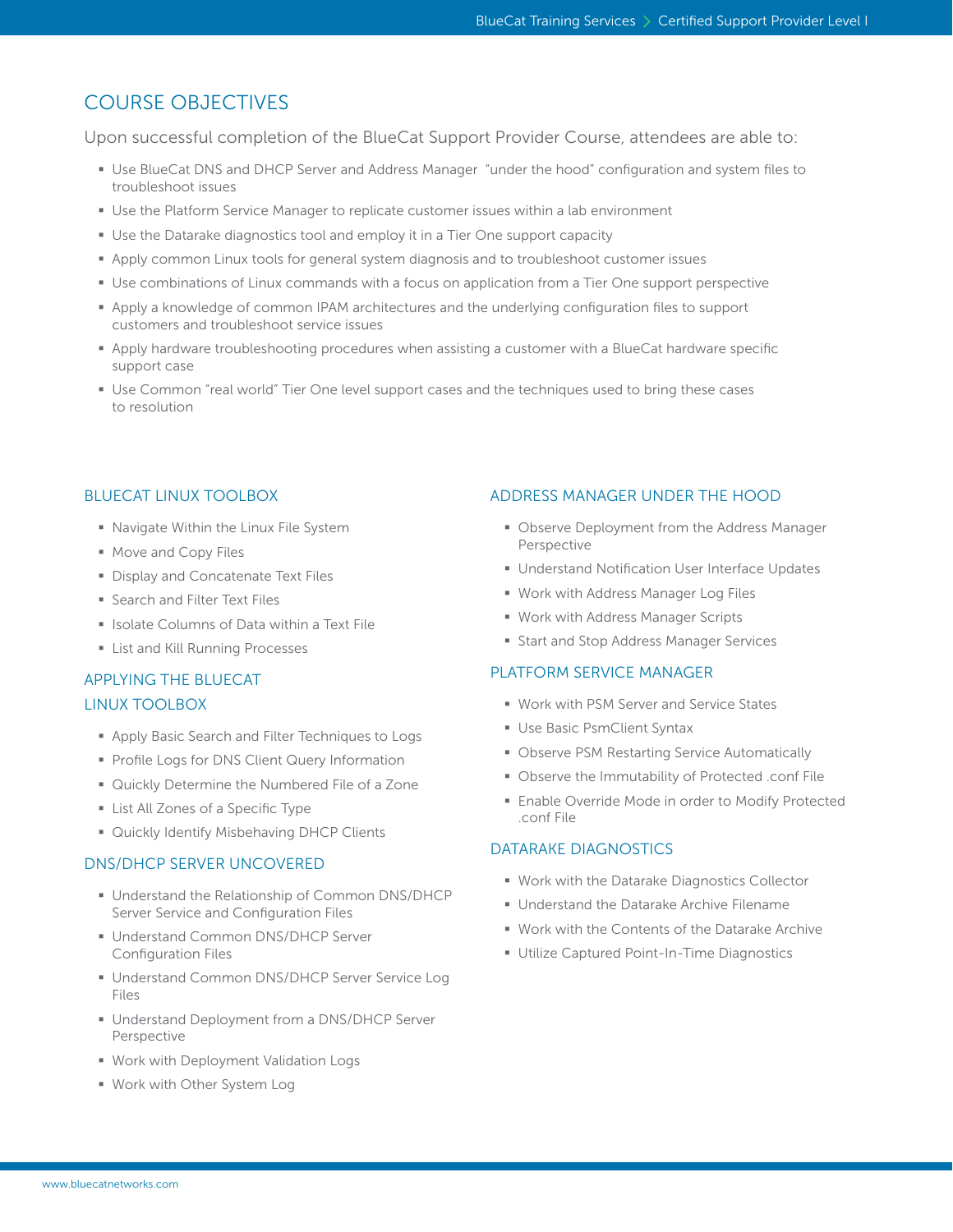## COURSE OBJECTIVES

Upon successful completion of the BlueCat Support Provider Course, attendees are able to:

- Use BlueCat DNS and DHCP Server and Address Manager "under the hood" configuration and system files to troubleshoot issues
- Use the Platform Service Manager to replicate customer issues within a lab environment
- Use the Datarake diagnostics tool and employ it in a Tier One support capacity
- Apply common Linux tools for general system diagnosis and to troubleshoot customer issues
- Use combinations of Linux commands with a focus on application from a Tier One support perspective
- Apply a knowledge of common IPAM architectures and the underlying configuration files to support customers and troubleshoot service issues
- Apply hardware troubleshooting procedures when assisting a customer with a BlueCat hardware specific support case
- Use Common "real world" Tier One level support cases and the techniques used to bring these cases to resolution

### BLUECAT LINUX TOOLBOX

- Navigate Within the Linux File System
- Move and Copy Files
- Display and Concatenate Text Files
- Search and Filter Text Files
- Isolate Columns of Data within a Text File
- List and Kill Running Processes

### APPLYING THE BLUECAT LINUX TOOLBOX

- Apply Basic Search and Filter Techniques to Logs
- Profile Logs for DNS Client Query Information
- Quickly Determine the Numbered File of a Zone
- List All Zones of a Specific Type
- Quickly Identify Misbehaving DHCP Clients

### DNS/DHCP SERVER UNCOVERED

- Understand the Relationship of Common DNS/DHCP Server Service and Configuration Files
- Understand Common DNS/DHCP Server Configuration Files
- Understand Common DNS/DHCP Server Service Log Files
- Understand Deployment from a DNS/DHCP Server Perspective
- Work with Deployment Validation Logs
- Work with Other System Log

### ADDRESS MANAGER UNDER THE HOOD

- Observe Deployment from the Address Manager Perspective
- Understand Notification User Interface Updates
- Work with Address Manager Log Files
- Work with Address Manager Scripts
- Start and Stop Address Manager Services

### PLATFORM SERVICE MANAGER

- Work with PSM Server and Service States
- Use Basic PsmClient Syntax
- Observe PSM Restarting Service Automatically
- Observe the Immutability of Protected .conf File
- Enable Override Mode in order to Modify Protected .conf File

### DATARAKE DIAGNOSTICS

- Work with the Datarake Diagnostics Collector
- Understand the Datarake Archive Filename
- Work with the Contents of the Datarake Archive
- Utilize Captured Point-In-Time Diagnostics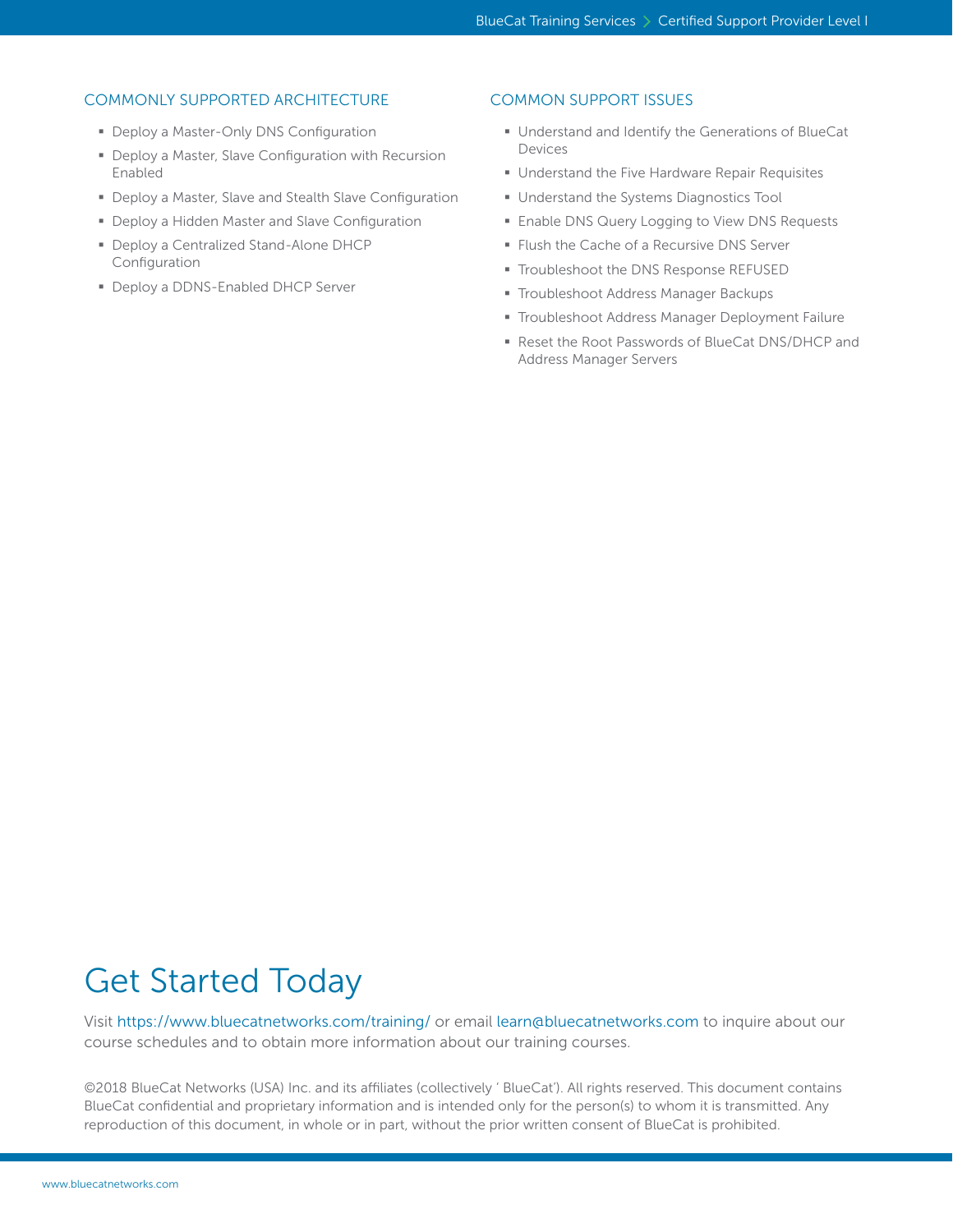## COMMONLY SUPPORTED ARCHITECTURE

- Deploy a Master-Only DNS Configuration
- Deploy a Master, Slave Configuration with Recursion Enabled
- Deploy a Master, Slave and Stealth Slave Configuration
- Deploy a Hidden Master and Slave Configuration
- Deploy a Centralized Stand-Alone DHCP Configuration
- Deploy a DDNS-Enabled DHCP Server

## COMMON SUPPORT ISSUES

- Understand and Identify the Generations of BlueCat Devices
- Understand the Five Hardware Repair Requisites
- Understand the Systems Diagnostics Tool
- Enable DNS Query Logging to View DNS Requests
- Flush the Cache of a Recursive DNS Server
- Troubleshoot the DNS Response REFUSED
- Troubleshoot Address Manager Backups
- Troubleshoot Address Manager Deployment Failure
- Reset the Root Passwords of BlueCat DNS/DHCP and Address Manager Servers

# Get Started Today

Visit https://www.bluecatnetworks.com/training/ or email learn@bluecatnetworks.com to inquire about our course schedules and to obtain more information about our training courses.

©2018 BlueCat Networks (USA) Inc. and its affiliates (collectively ' BlueCat'). All rights reserved. This document contains BlueCat confidential and proprietary information and is intended only for the person(s) to whom it is transmitted. Any reproduction of this document, in whole or in part, without the prior written consent of BlueCat is prohibited.